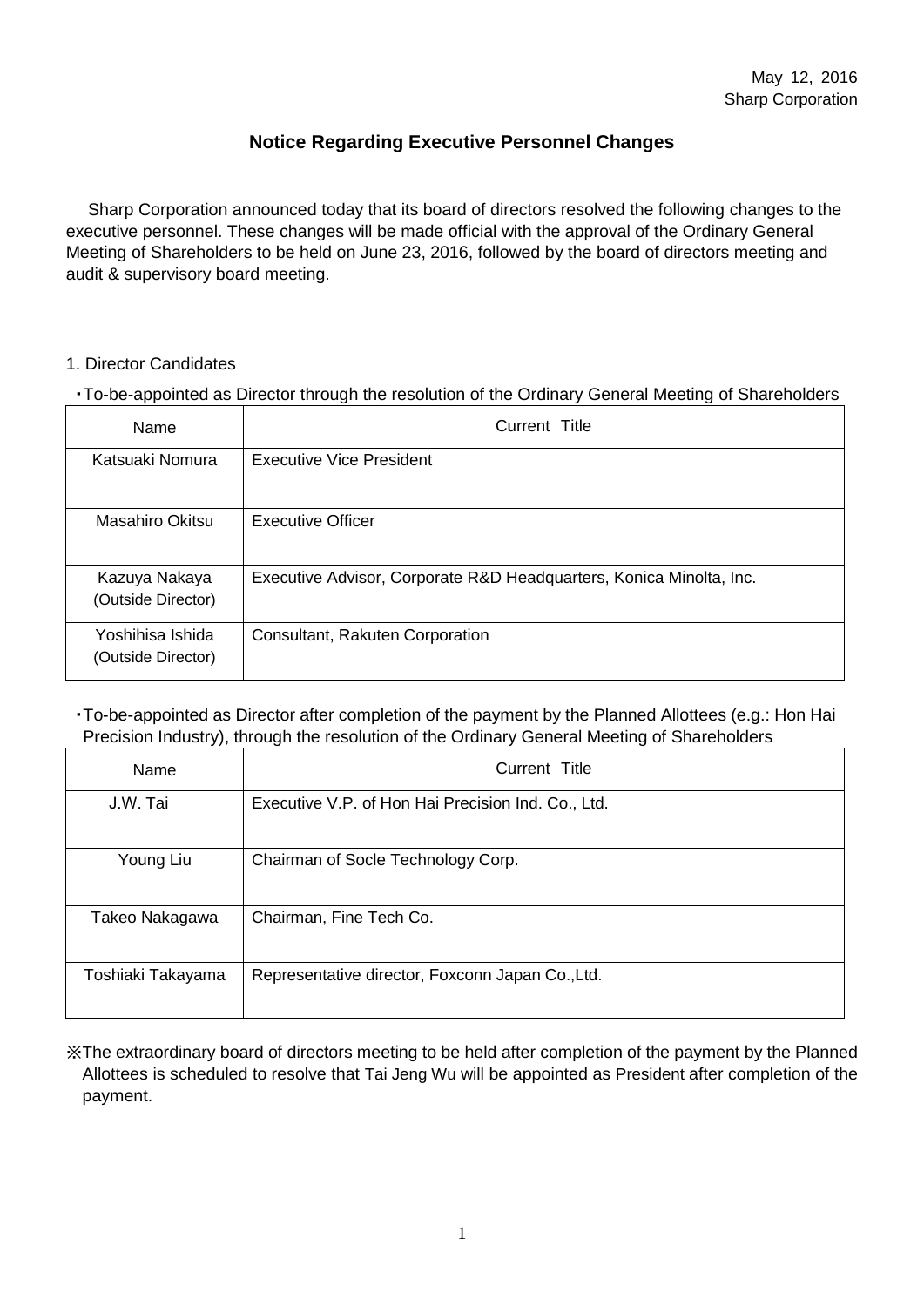May 12, 2016
Sharp Corporation

# Notice Regarding Executive Personnel Changes

Sharp Corporation announced today that its board of directors resolved the following changes to the executive personnel. These changes will be made official with the approval of the Ordinary General Meeting of Shareholders to be held on June 23, 2016, followed by the board of directors meeting and audit & supervisory board meeting.

1. Director Candidates

・To-be-appointed as Director through the resolution of the Ordinary General Meeting of Shareholders

| Name | Current Title |
|---|---|
| Katsuaki Nomura | Executive Vice President |
| Masahiro Okitsu | Executive Officer |
| Kazuya Nakaya (Outside Director) | Executive Advisor, Corporate R&D Headquarters, Konica Minolta, Inc. |
| Yoshihisa Ishida (Outside Director) | Consultant, Rakuten Corporation |

・To-be-appointed as Director after completion of the payment by the Planned Allottees (e.g.: Hon Hai Precision Industry), through the resolution of the Ordinary General Meeting of Shareholders

| Name | Current Title |
|---|---|
| J.W. Tai | Executive V.P. of Hon Hai Precision Ind. Co., Ltd. |
| Young Liu | Chairman of Socle Technology Corp. |
| Takeo Nakagawa | Chairman, Fine Tech Co. |
| Toshiaki Takayama | Representative director, Foxconn Japan Co.,Ltd. |

※The extraordinary board of directors meeting to be held after completion of the payment by the Planned Allottees is scheduled to resolve that Tai Jeng Wu will be appointed as President after completion of the payment.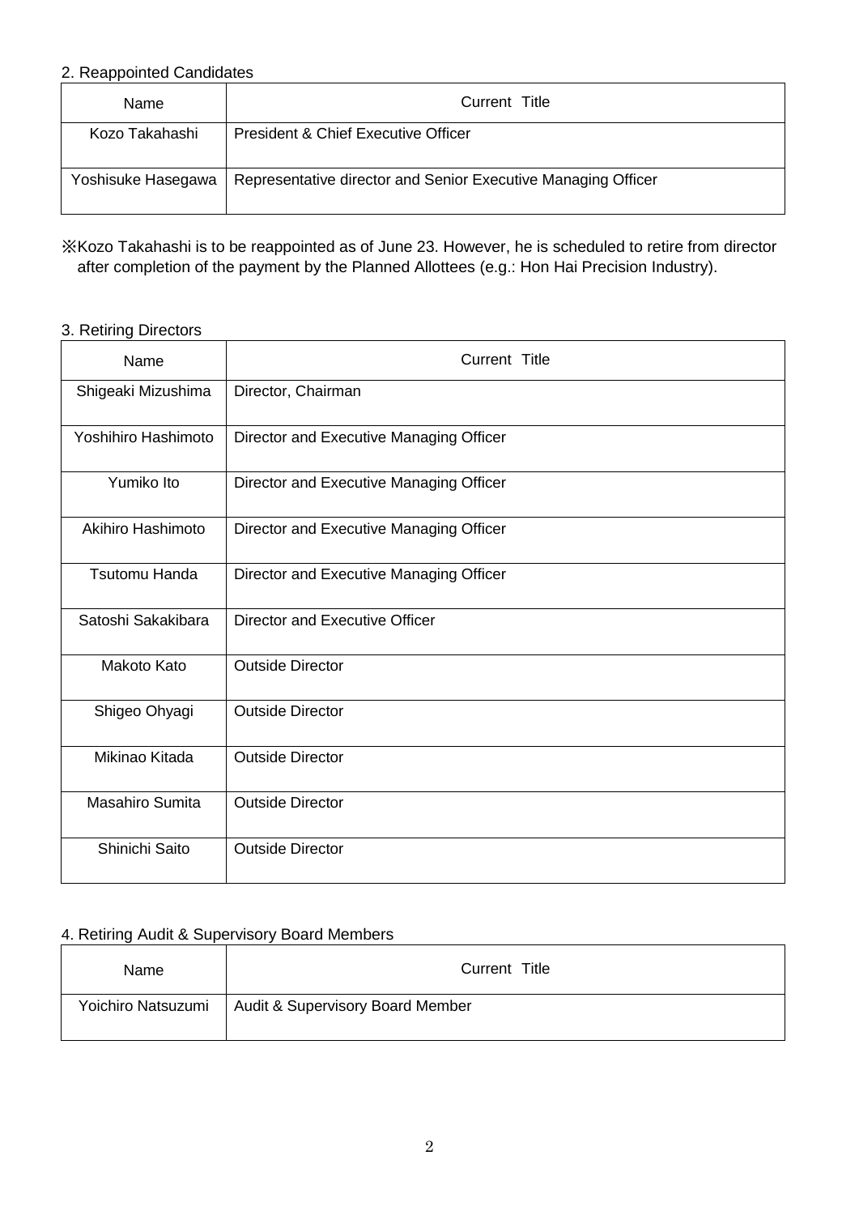## 2. Reappointed Candidates

| Name | Current Title |
| --- | --- |
| Kozo Takahashi | President & Chief Executive Officer |
| Yoshisuke Hasegawa | Representative director and Senior Executive Managing Officer |

※Kozo Takahashi is to be reappointed as of June 23. However, he is scheduled to retire from director after completion of the payment by the Planned Allottees (e.g.: Hon Hai Precision Industry).

## 3. Retiring Directors

| Name | Current Title |
| --- | --- |
| Shigeaki Mizushima | Director, Chairman |
| Yoshihiro Hashimoto | Director and Executive Managing Officer |
| Yumiko Ito | Director and Executive Managing Officer |
| Akihiro Hashimoto | Director and Executive Managing Officer |
| Tsutomu Handa | Director and Executive Managing Officer |
| Satoshi Sakakibara | Director and Executive Officer |
| Makoto Kato | Outside Director |
| Shigeo Ohyagi | Outside Director |
| Mikinao Kitada | Outside Director |
| Masahiro Sumita | Outside Director |
| Shinichi Saito | Outside Director |

## 4. Retiring Audit & Supervisory Board Members

| Name | Current Title |
| --- | --- |
| Yoichiro Natsuzumi | Audit & Supervisory Board Member |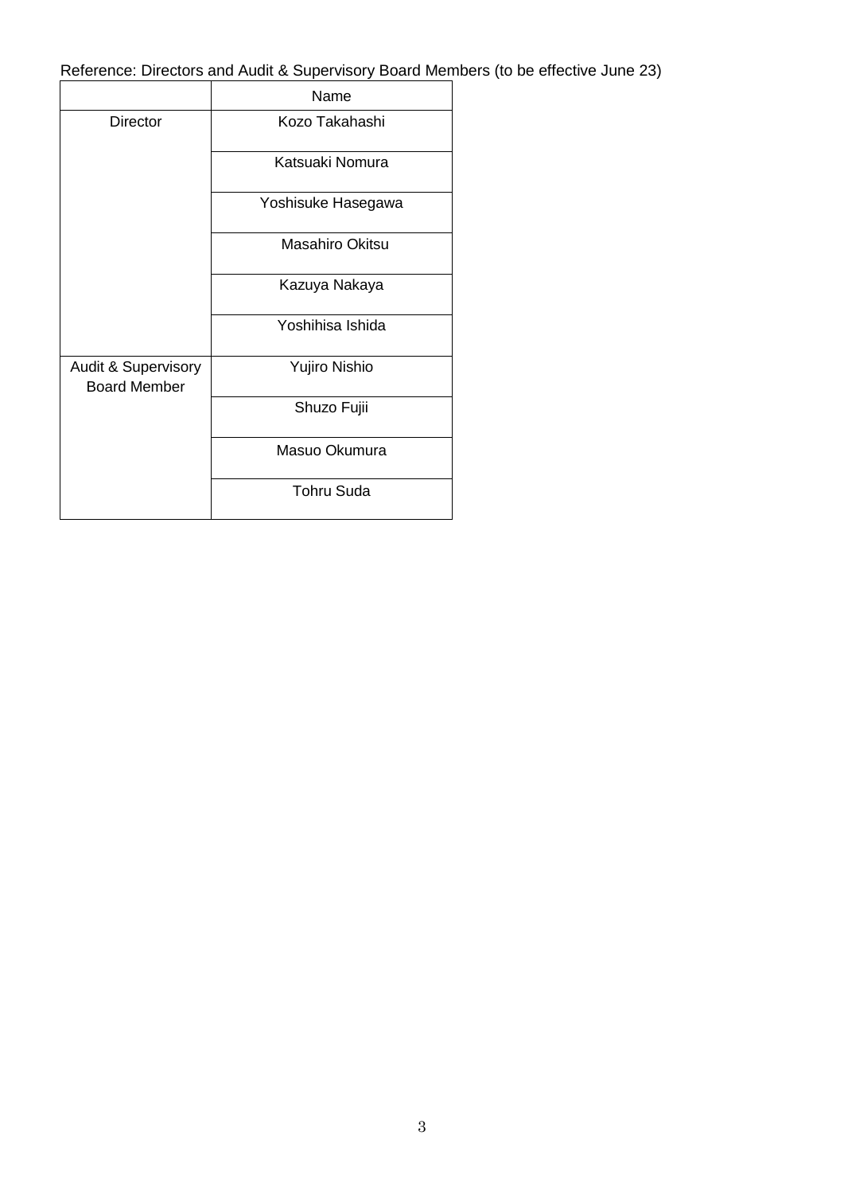Reference: Directors and Audit & Supervisory Board Members (to be effective June 23)

| | Name |
|---|---|
| Director | Kozo Takahashi |
| | Katsuaki Nomura |
| | Yoshisuke Hasegawa |
| | Masahiro Okitsu |
| | Kazuya Nakaya |
| | Yoshihisa Ishida |
| Audit & Supervisory Board Member | Yujiro Nishio |
| | Shuzo Fujii |
| | Masuo Okumura |
| | Tohru Suda |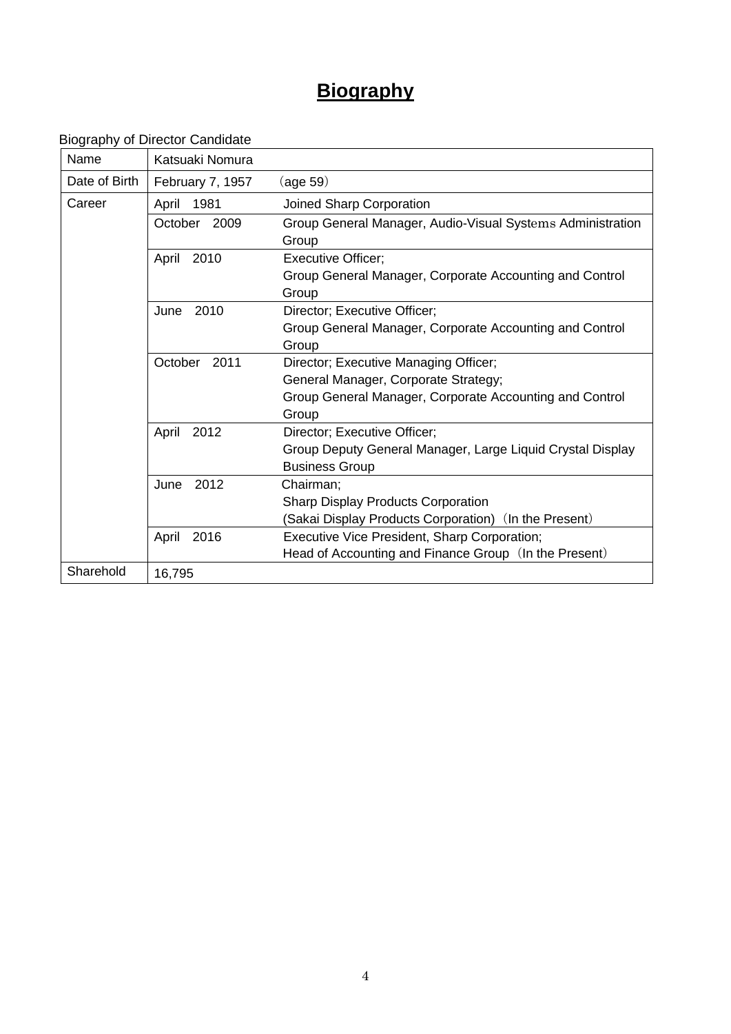# Biography

Biography of Director Candidate

| Name | Katsuaki Nomura | |
|---|---|---|
| Date of Birth | February 7, 1957 | （age 59） |
| Career | April 1981 | Joined Sharp Corporation |
| | October 2009 | Group General Manager, Audio-Visual Systems Administration Group |
| | April 2010 | Executive Officer;<br>Group General Manager, Corporate Accounting and Control Group |
| | June 2010 | Director; Executive Officer;<br>Group General Manager, Corporate Accounting and Control Group |
| | October 2011 | Director; Executive Managing Officer;<br>General Manager, Corporate Strategy;<br>Group General Manager, Corporate Accounting and Control Group |
| | April 2012 | Director; Executive Officer;<br>Group Deputy General Manager, Large Liquid Crystal Display Business Group |
| | June 2012 | Chairman;<br>Sharp Display Products Corporation<br>(Sakai Display Products Corporation)（In the Present） |
| | April 2016 | Executive Vice President, Sharp Corporation;<br>Head of Accounting and Finance Group（In the Present） |
| Sharehold | 16,795 | |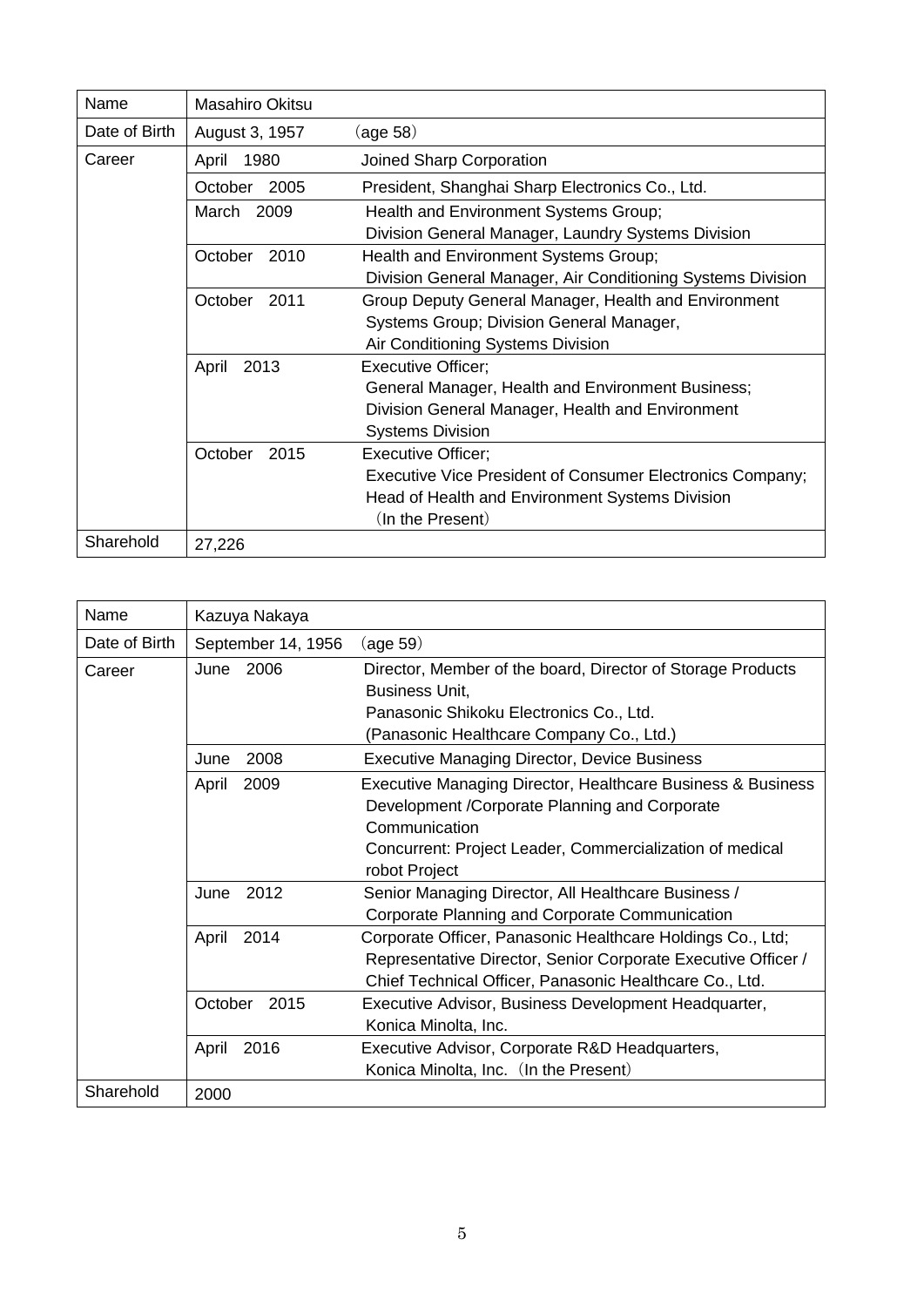| Name | Masahiro Okitsu | |
|---|---|---|
| Date of Birth | August 3, 1957 | (age 58) |
| Career | April 1980 | Joined Sharp Corporation |
| | October 2005 | President, Shanghai Sharp Electronics Co., Ltd. |
| | March 2009 | Health and Environment Systems Group; Division General Manager, Laundry Systems Division |
| | October 2010 | Health and Environment Systems Group; Division General Manager, Air Conditioning Systems Division |
| | October 2011 | Group Deputy General Manager, Health and Environment Systems Group; Division General Manager, Air Conditioning Systems Division |
| | April 2013 | Executive Officer; General Manager, Health and Environment Business; Division General Manager, Health and Environment Systems Division |
| | October 2015 | Executive Officer; Executive Vice President of Consumer Electronics Company; Head of Health and Environment Systems Division (In the Present) |
| Sharehold | 27,226 | |

| Name | Kazuya Nakaya | |
|---|---|---|
| Date of Birth | September 14, 1956 | (age 59) |
| Career | June 2006 | Director, Member of the board, Director of Storage Products Business Unit, Panasonic Shikoku Electronics Co., Ltd. (Panasonic Healthcare Company Co., Ltd.) |
| | June 2008 | Executive Managing Director, Device Business |
| | April 2009 | Executive Managing Director, Healthcare Business & Business Development /Corporate Planning and Corporate Communication Concurrent: Project Leader, Commercialization of medical robot Project |
| | June 2012 | Senior Managing Director, All Healthcare Business / Corporate Planning and Corporate Communication |
| | April 2014 | Corporate Officer, Panasonic Healthcare Holdings Co., Ltd; Representative Director, Senior Corporate Executive Officer / Chief Technical Officer, Panasonic Healthcare Co., Ltd. |
| | October 2015 | Executive Advisor, Business Development Headquarter, Konica Minolta, Inc. |
| | April 2016 | Executive Advisor, Corporate R&D Headquarters, Konica Minolta, Inc. (In the Present) |
| Sharehold | 2000 | |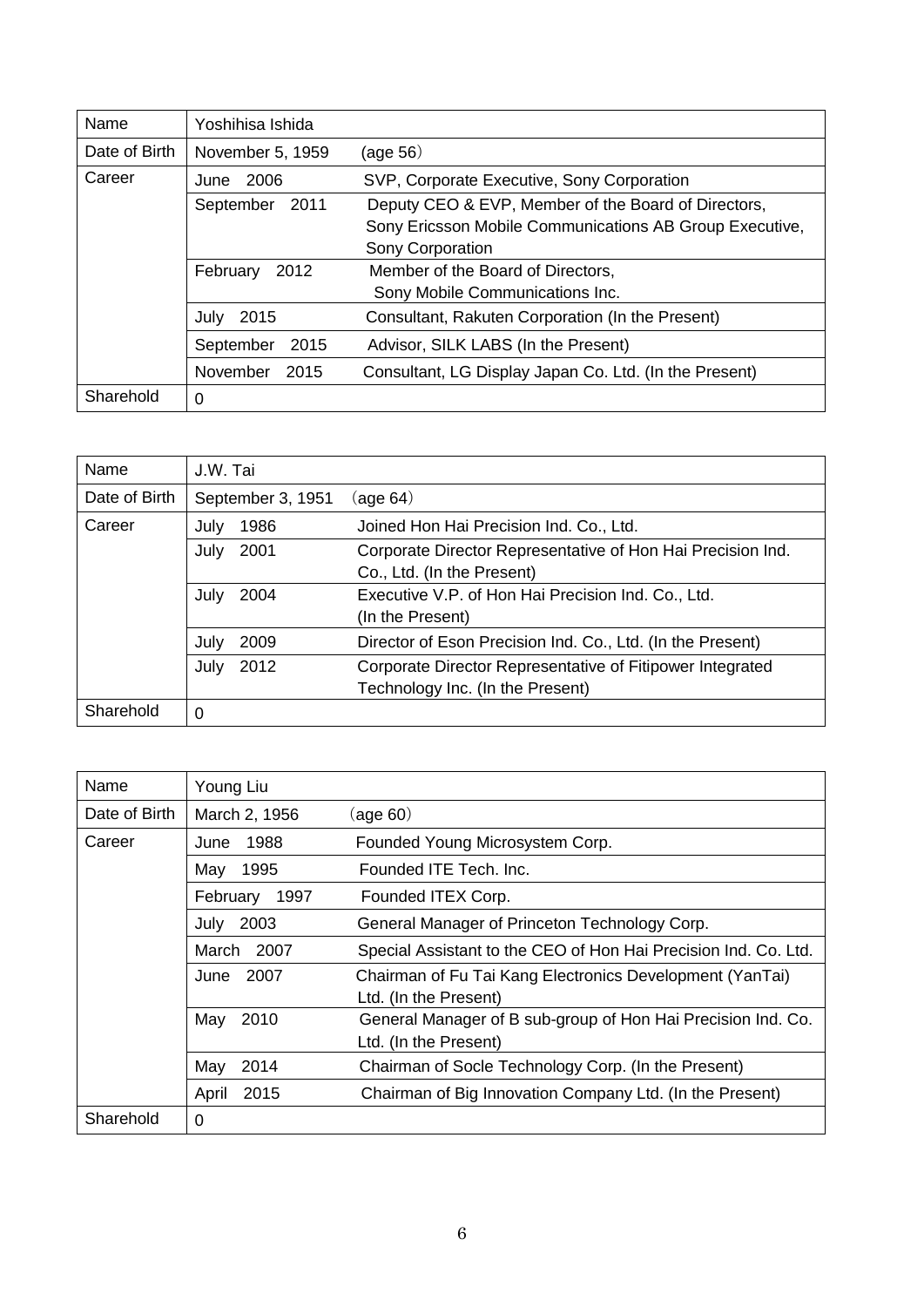| Name | Yoshihisa Ishida | |
|---|---|---|
| Date of Birth | November 5, 1959 | (age 56) |
| Career | June 2006 | SVP, Corporate Executive, Sony Corporation |
| | September 2011 | Deputy CEO & EVP, Member of the Board of Directors, Sony Ericsson Mobile Communications AB Group Executive, Sony Corporation |
| | February 2012 | Member of the Board of Directors, Sony Mobile Communications Inc. |
| | July 2015 | Consultant, Rakuten Corporation (In the Present) |
| | September 2015 | Advisor, SILK LABS (In the Present) |
| | November 2015 | Consultant, LG Display Japan Co. Ltd. (In the Present) |
| Sharehold | 0 | |

| Name | J.W. Tai | |
|---|---|---|
| Date of Birth | September 3, 1951 | (age 64) |
| Career | July 1986 | Joined Hon Hai Precision Ind. Co., Ltd. |
| | July 2001 | Corporate Director Representative of Hon Hai Precision Ind. Co., Ltd. (In the Present) |
| | July 2004 | Executive V.P. of Hon Hai Precision Ind. Co., Ltd. (In the Present) |
| | July 2009 | Director of Eson Precision Ind. Co., Ltd. (In the Present) |
| | July 2012 | Corporate Director Representative of Fitipower Integrated Technology Inc. (In the Present) |
| Sharehold | 0 | |

| Name | Young Liu | |
|---|---|---|
| Date of Birth | March 2, 1956 | (age 60) |
| Career | June 1988 | Founded Young Microsystem Corp. |
| | May 1995 | Founded ITE Tech. Inc. |
| | February 1997 | Founded ITEX Corp. |
| | July 2003 | General Manager of Princeton Technology Corp. |
| | March 2007 | Special Assistant to the CEO of Hon Hai Precision Ind. Co. Ltd. |
| | June 2007 | Chairman of Fu Tai Kang Electronics Development (YanTai) Ltd. (In the Present) |
| | May 2010 | General Manager of B sub-group of Hon Hai Precision Ind. Co. Ltd. (In the Present) |
| | May 2014 | Chairman of Socle Technology Corp. (In the Present) |
| | April 2015 | Chairman of Big Innovation Company Ltd. (In the Present) |
| Sharehold | 0 | |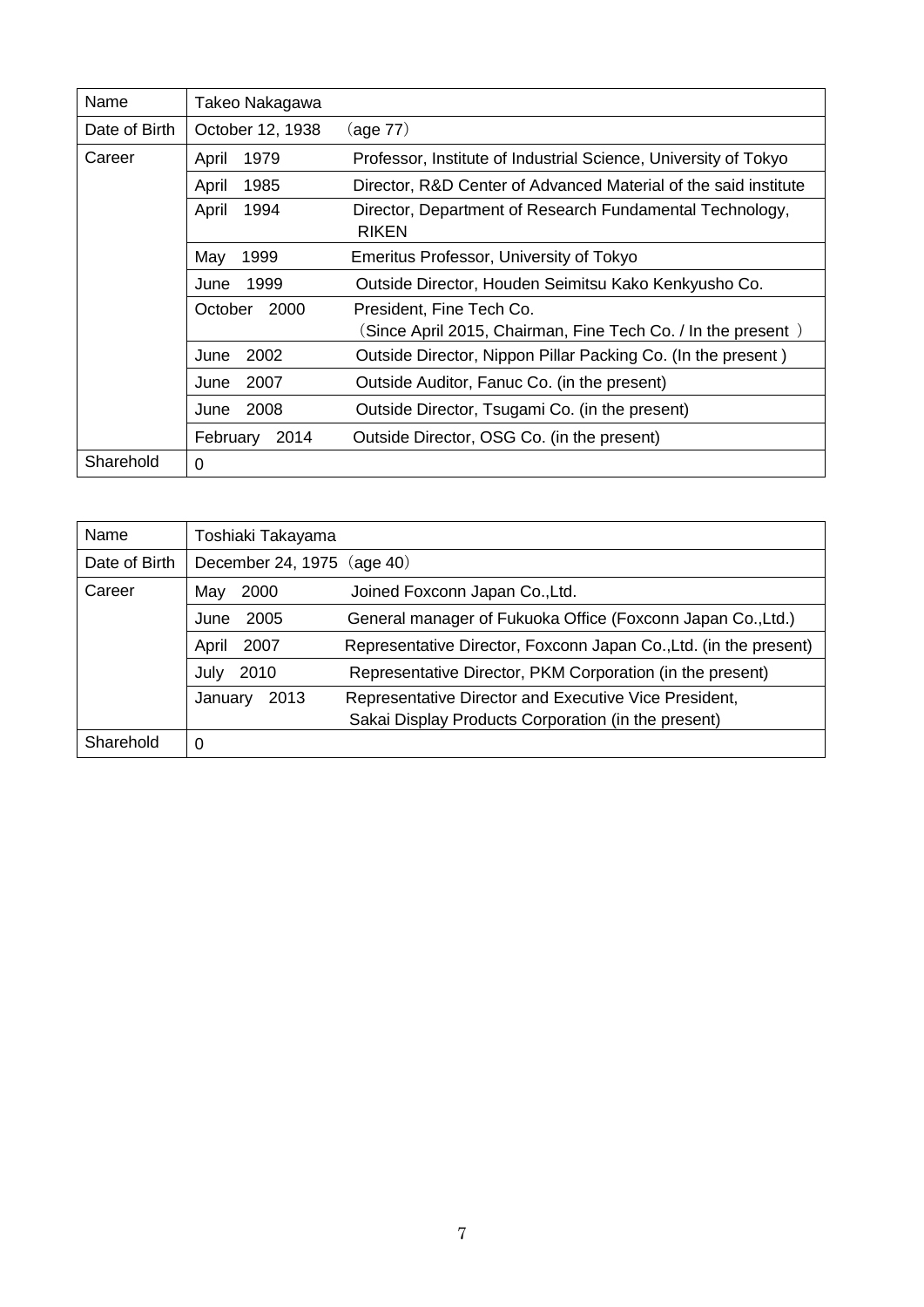| | | |
|---|---|---|
| Name | Takeo Nakagawa | |
| Date of Birth | October 12, 1938 | (age 77) |
| Career | April 1979 | Professor, Institute of Industrial Science, University of Tokyo |
| | April 1985 | Director, R&D Center of Advanced Material of the said institute |
| | April 1994 | Director, Department of Research Fundamental Technology, RIKEN |
| | May 1999 | Emeritus Professor, University of Tokyo |
| | June 1999 | Outside Director, Houden Seimitsu Kako Kenkyusho Co. |
| | October 2000 | President, Fine Tech Co. (Since April 2015, Chairman, Fine Tech Co. / In the present ) |
| | June 2002 | Outside Director, Nippon Pillar Packing Co. (In the present ) |
| | June 2007 | Outside Auditor, Fanuc Co. (in the present) |
| | June 2008 | Outside Director, Tsugami Co. (in the present) |
| | February 2014 | Outside Director, OSG Co. (in the present) |
| Sharehold | 0 | |

| | | |
|---|---|---|
| Name | Toshiaki Takayama | |
| Date of Birth | December 24, 1975 (age 40) | |
| Career | May 2000 | Joined Foxconn Japan Co.,Ltd. |
| | June 2005 | General manager of Fukuoka Office (Foxconn Japan Co.,Ltd.) |
| | April 2007 | Representative Director, Foxconn Japan Co.,Ltd. (in the present) |
| | July 2010 | Representative Director, PKM Corporation (in the present) |
| | January 2013 | Representative Director and Executive Vice President, Sakai Display Products Corporation (in the present) |
| Sharehold | 0 | |